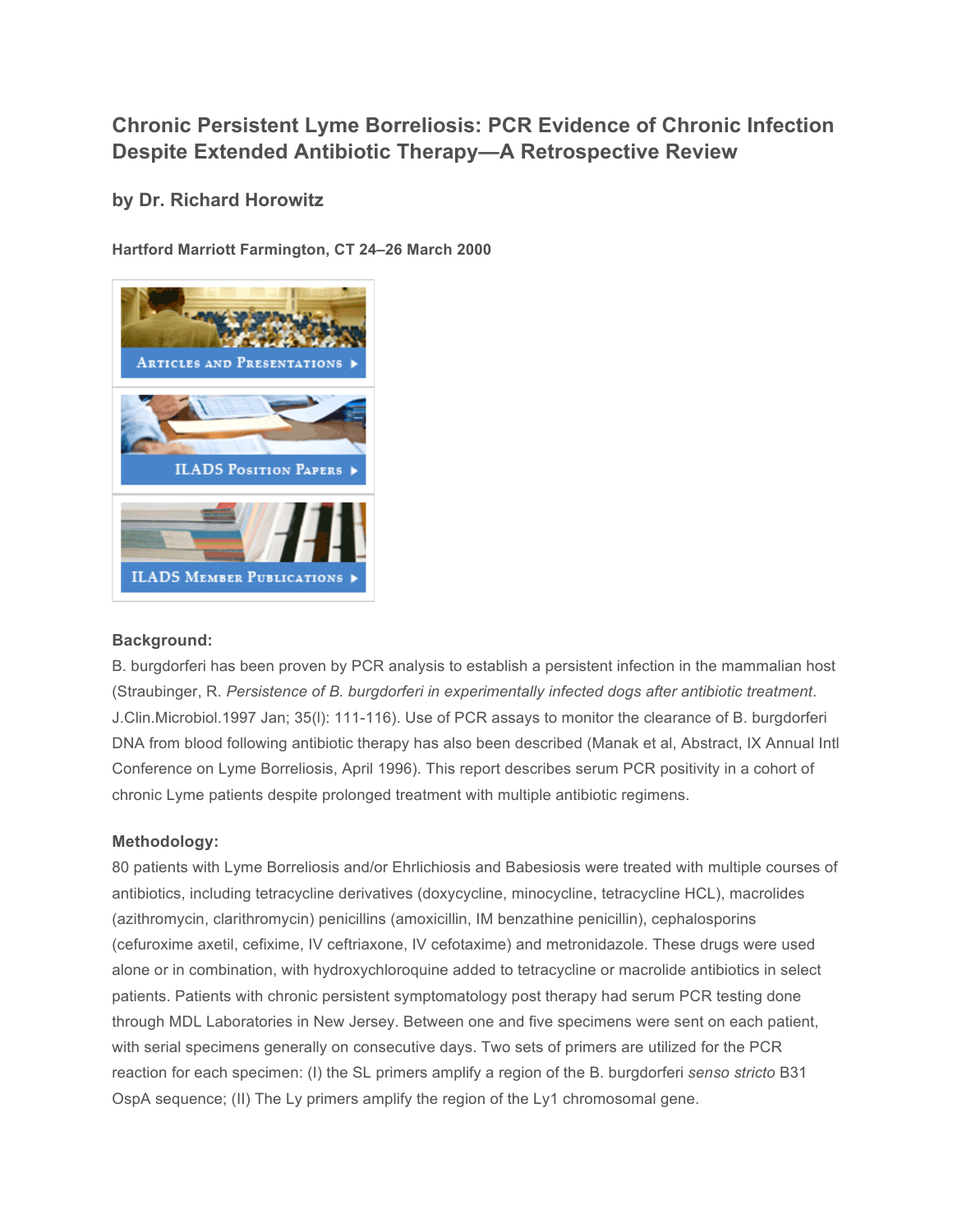# Chronic Persistent Lyme Borreliosis: PCR Evidence of Chronic Infection Despite Extended Antibiotic Therapy—A Retrospective Review

## by Dr. Richard Horowitz

**Hartford Marriott Farmington, CT 24–26 March 2000**

Articles and Presentations

ILADS Position Papers

ILADS Member Publications

**Background:**

B. burgdorferi has been proven by PCR analysis to establish a persistent infection in the mammalian host (Straubinger, R. *Persistence of B. burgdorferi in experimentally infected dogs after antibiotic treatment*. J.Clin.Microbiol.1997 Jan; 35(l): 111-116). Use of PCR assays to monitor the clearance of B. burgdorferi DNA from blood following antibiotic therapy has also been described (Manak et al, Abstract, IX Annual Intl Conference on Lyme Borreliosis, April 1996). This report describes serum PCR positivity in a cohort of chronic Lyme patients despite prolonged treatment with multiple antibiotic regimens.

**Methodology:**

80 patients with Lyme Borreliosis and/or Ehrlichiosis and Babesiosis were treated with multiple courses of antibiotics, including tetracycline derivatives (doxycycline, minocycline, tetracycline HCL), macrolides (azithromycin, clarithromycin) penicillins (amoxicillin, IM benzathine penicillin), cephalosporins (cefuroxime axetil, cefixime, IV ceftriaxone, IV cefotaxime) and metronidazole. These drugs were used alone or in combination, with hydroxychloroquine added to tetracycline or macrolide antibiotics in select patients. Patients with chronic persistent symptomatology post therapy had serum PCR testing done through MDL Laboratories in New Jersey. Between one and five specimens were sent on each patient, with serial specimens generally on consecutive days. Two sets of primers are utilized for the PCR reaction for each specimen: (I) the SL primers amplify a region of the B. burgdorferi *senso stricto* B31 OspA sequence; (II) The Ly primers amplify the region of the Ly1 chromosomal gene.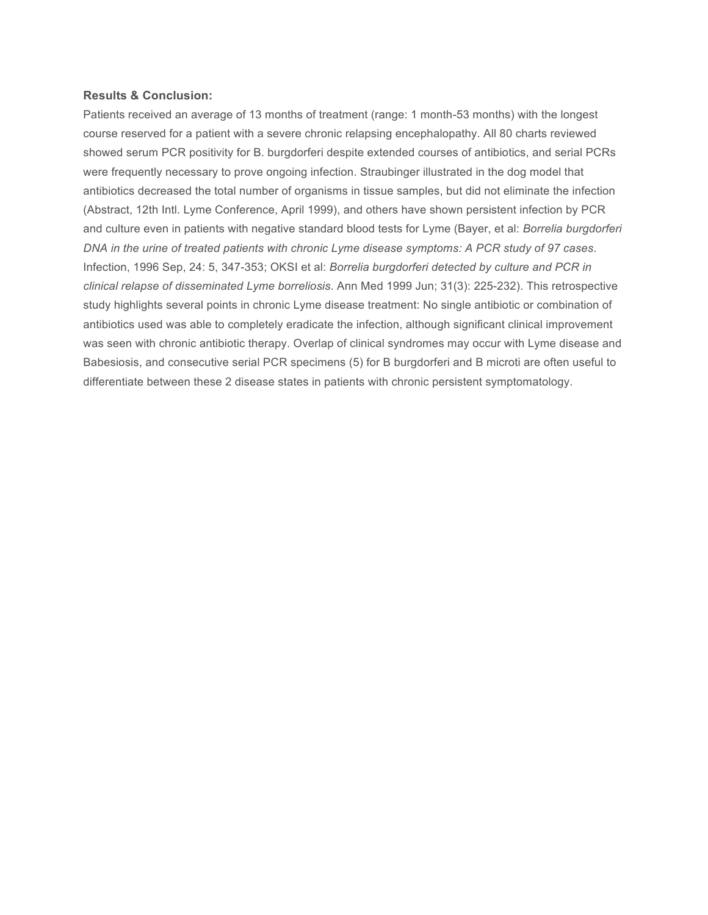**Results & Conclusion:**

Patients received an average of 13 months of treatment (range: 1 month-53 months) with the longest course reserved for a patient with a severe chronic relapsing encephalopathy. All 80 charts reviewed showed serum PCR positivity for B. burgdorferi despite extended courses of antibiotics, and serial PCRs were frequently necessary to prove ongoing infection. Straubinger illustrated in the dog model that antibiotics decreased the total number of organisms in tissue samples, but did not eliminate the infection (Abstract, 12th Intl. Lyme Conference, April 1999), and others have shown persistent infection by PCR and culture even in patients with negative standard blood tests for Lyme (Bayer, et al: *Borrelia burgdorferi DNA in the urine of treated patients with chronic Lyme disease symptoms: A PCR study of 97 cases*. Infection, 1996 Sep, 24: 5, 347-353; OKSI et al: *Borrelia burgdorferi detected by culture and PCR in clinical relapse of disseminated Lyme borreliosis*. Ann Med 1999 Jun; 31(3): 225-232). This retrospective study highlights several points in chronic Lyme disease treatment: No single antibiotic or combination of antibiotics used was able to completely eradicate the infection, although significant clinical improvement was seen with chronic antibiotic therapy. Overlap of clinical syndromes may occur with Lyme disease and Babesiosis, and consecutive serial PCR specimens (5) for B burgdorferi and B microti are often useful to differentiate between these 2 disease states in patients with chronic persistent symptomatology.